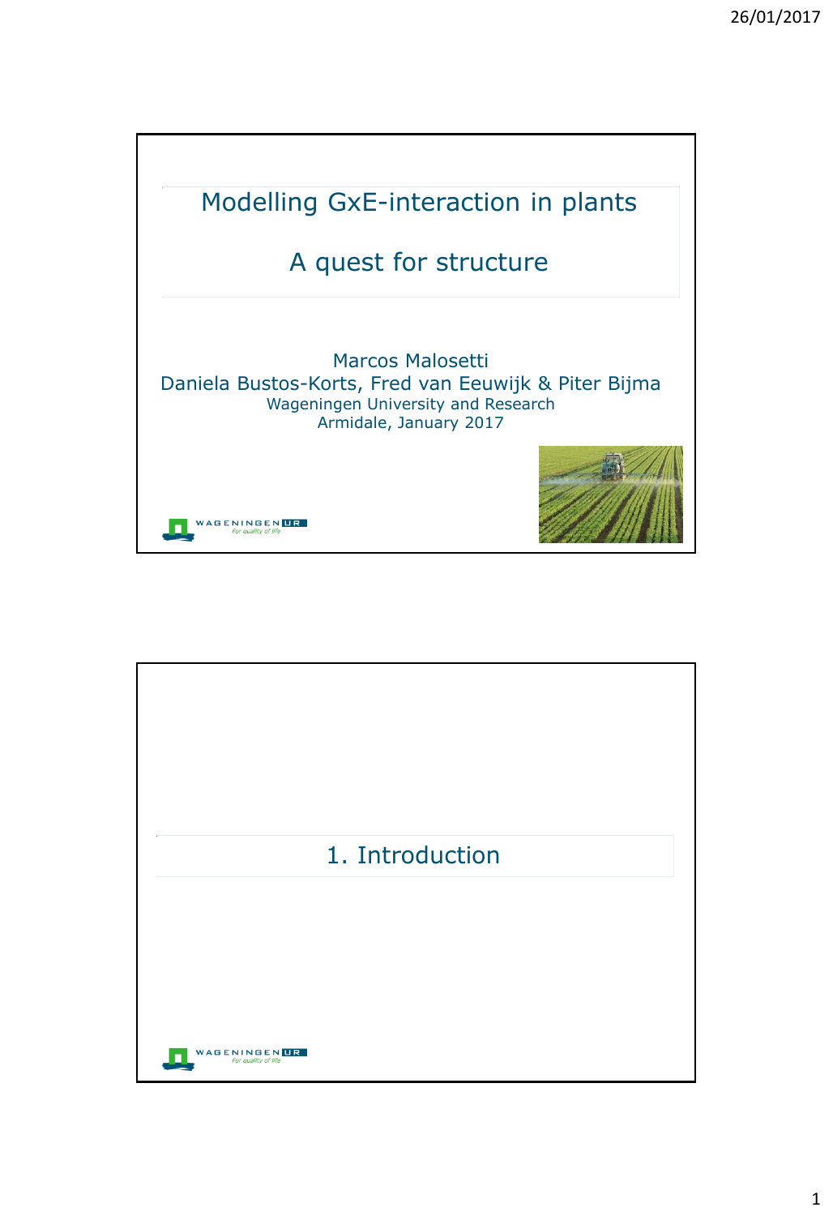# Modelling GxE-interaction in plants

## A quest for structure

Marcos Malosetti
Daniela Bustos-Korts, Fred van Eeuwijk & Piter Bijma
Wageningen University and Research
Armidale, January 2017

# 1. Introduction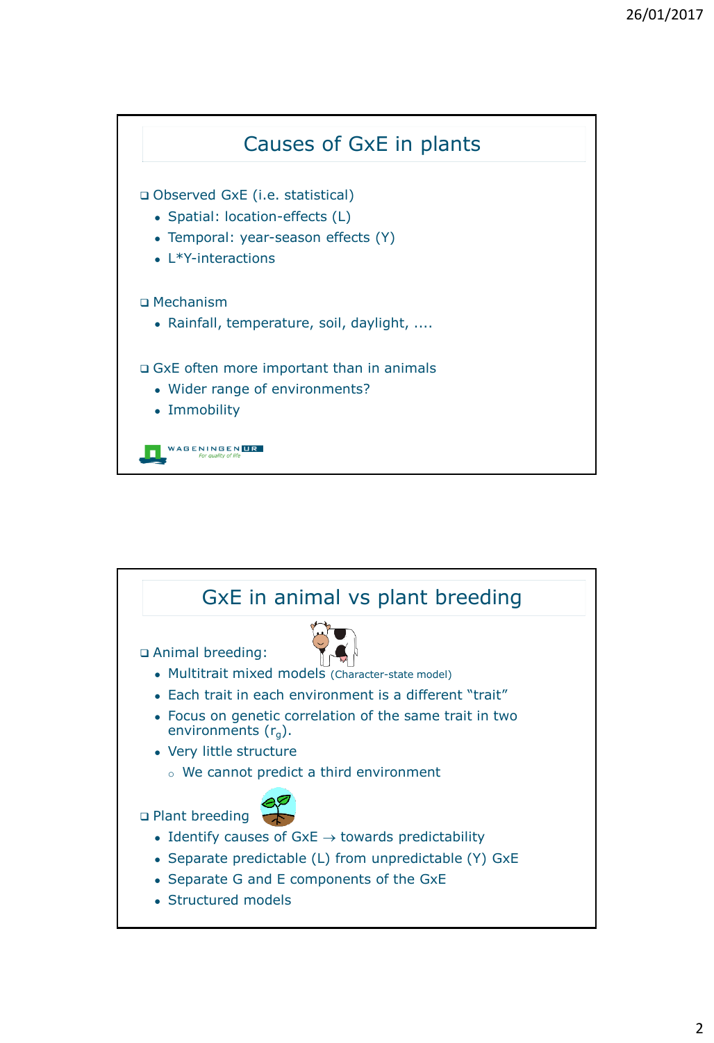## Causes of GxE in plants

- Observed GxE (i.e. statistical)
  - Spatial: location-effects (L)
  - Temporal: year-season effects (Y)
  - L*Y-interactions
- Mechanism
  - Rainfall, temperature, soil, daylight, ....
- GxE often more important than in animals
  - Wider range of environments?
  - Immobility

## GxE in animal vs plant breeding

- Animal breeding:
  - Multitrait mixed models (Character-state model)
  - Each trait in each environment is a different "trait"
  - Focus on genetic correlation of the same trait in two environments ($r_g$).
  - Very little structure
    - We cannot predict a third environment
- Plant breeding
  - Identify causes of GxE → towards predictability
  - Separate predictable (L) from unpredictable (Y) GxE
  - Separate G and E components of the GxE
  - Structured models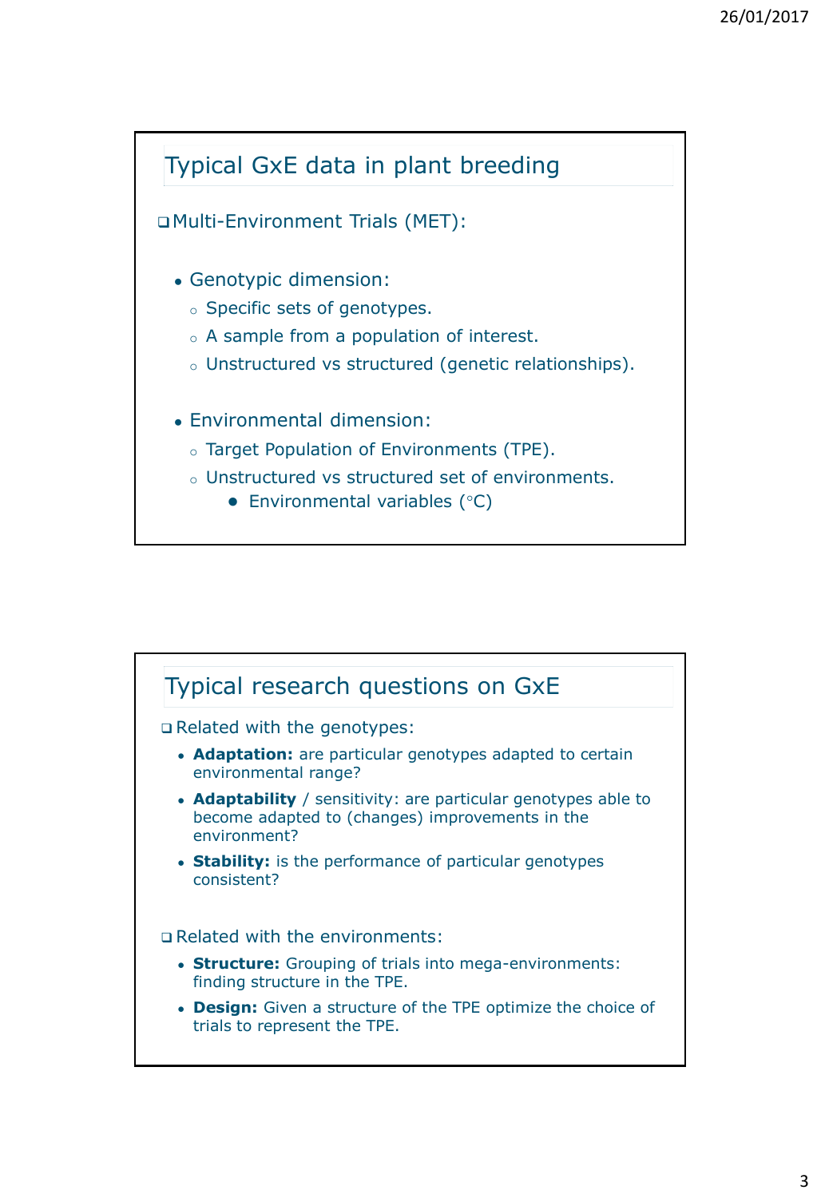## Typical GxE data in plant breeding

- Multi-Environment Trials (MET):

  - Genotypic dimension:
    - Specific sets of genotypes.
    - A sample from a population of interest.
    - Unstructured vs structured (genetic relationships).

  - Environmental dimension:
    - Target Population of Environments (TPE).
    - Unstructured vs structured set of environments.
      - Environmental variables (°C)

## Typical research questions on GxE

- Related with the genotypes:
  - **Adaptation:** are particular genotypes adapted to certain environmental range?
  - **Adaptability** / sensitivity: are particular genotypes able to become adapted to (changes) improvements in the environment?
  - **Stability:** is the performance of particular genotypes consistent?

- Related with the environments:
  - **Structure:** Grouping of trials into mega-environments: finding structure in the TPE.
  - **Design:** Given a structure of the TPE optimize the choice of trials to represent the TPE.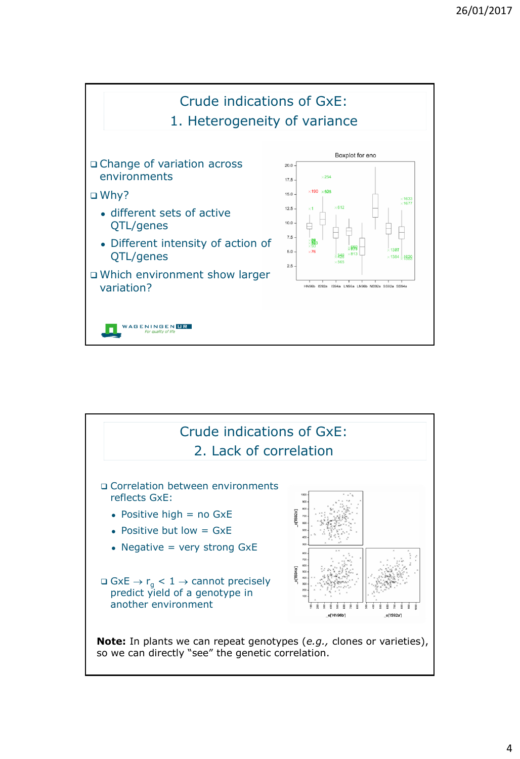## Crude indications of GxE: 1. Heterogeneity of variance

- Change of variation across environments
- Why?
  - different sets of active QTL/genes
  - Different intensity of action of QTL/genes
- Which environment show larger variation?

## Crude indications of GxE: 2. Lack of correlation

- Correlation between environments reflects GxE:
  - Positive high = no GxE
  - Positive but low = GxE
  - Negative = very strong GxE
- GxE → $r_g < 1$ → cannot precisely predict yield of a genotype in another environment

**Note:** In plants we can repeat genotypes (*e.g.,* clones or varieties), so we can directly "see" the genetic correlation.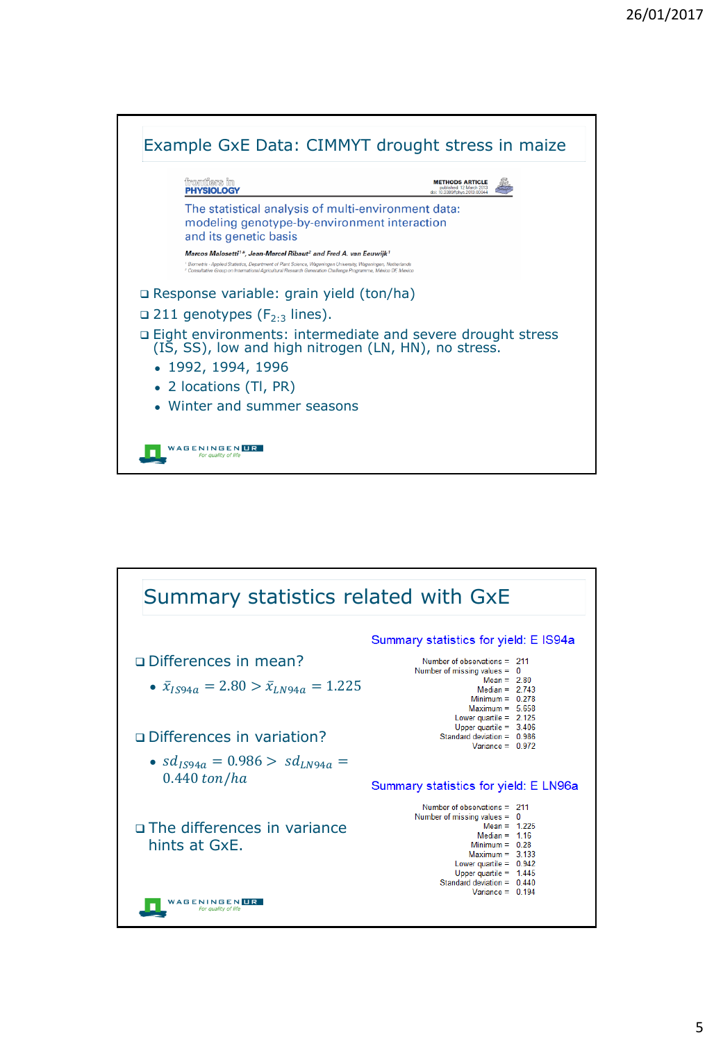## Example GxE Data: CIMMYT drought stress in maize

frontiers in PHYSIOLOGY — METHODS ARTICLE, published: 12 March 2013, doi: 10.3389/fphys.2013.00044

The statistical analysis of multi-environment data: modeling genotype-by-environment interaction and its genetic basis

Marcos Malosetti[1]*, Jean-Marcel Ribaut[2] and Fred A. van Eeuwijk[1]

[1] Biometris - Applied Statistics, Department of Plant Science, Wageningen University, Wageningen, Netherlands
[2] Consultative Group on International Agricultural Research Generation Challenge Programme, Mexico DF, Mexico

- Response variable: grain yield (ton/ha)
- 211 genotypes ($F_{2:3}$ lines).
- Eight environments: intermediate and severe drought stress (IS, SS), low and high nitrogen (LN, HN), no stress.
  - 1992, 1994, 1996
  - 2 locations (TI, PR)
  - Winter and summer seasons

## Summary statistics related with GxE

- Differences in mean?
  - $\bar{x}_{IS94a} = 2.80 > \bar{x}_{LN94a} = 1.225$
- Differences in variation?
  - $sd_{IS94a} = 0.986 > sd_{LN94a} = 0.440\ ton/ha$
- The differences in variance hints at GxE.

**Summary statistics for yield: E IS94a**

| | |
|---|---|
| Number of observations = | 211 |
| Number of missing values = | 0 |
| Mean = | 2.80 |
| Median = | 2.743 |
| Minimum = | 0.278 |
| Maximum = | 5.658 |
| Lower quartile = | 2.125 |
| Upper quartile = | 3.406 |
| Standard deviation = | 0.986 |
| Variance = | 0.972 |

**Summary statistics for yield: E LN96a**

| | |
|---|---|
| Number of observations = | 211 |
| Number of missing values = | 0 |
| Mean = | 1.225 |
| Median = | 1.16 |
| Minimum = | 0.28 |
| Maximum = | 3.133 |
| Lower quartile = | 0.942 |
| Upper quartile = | 1.445 |
| Standard deviation = | 0.440 |
| Variance = | 0.194 |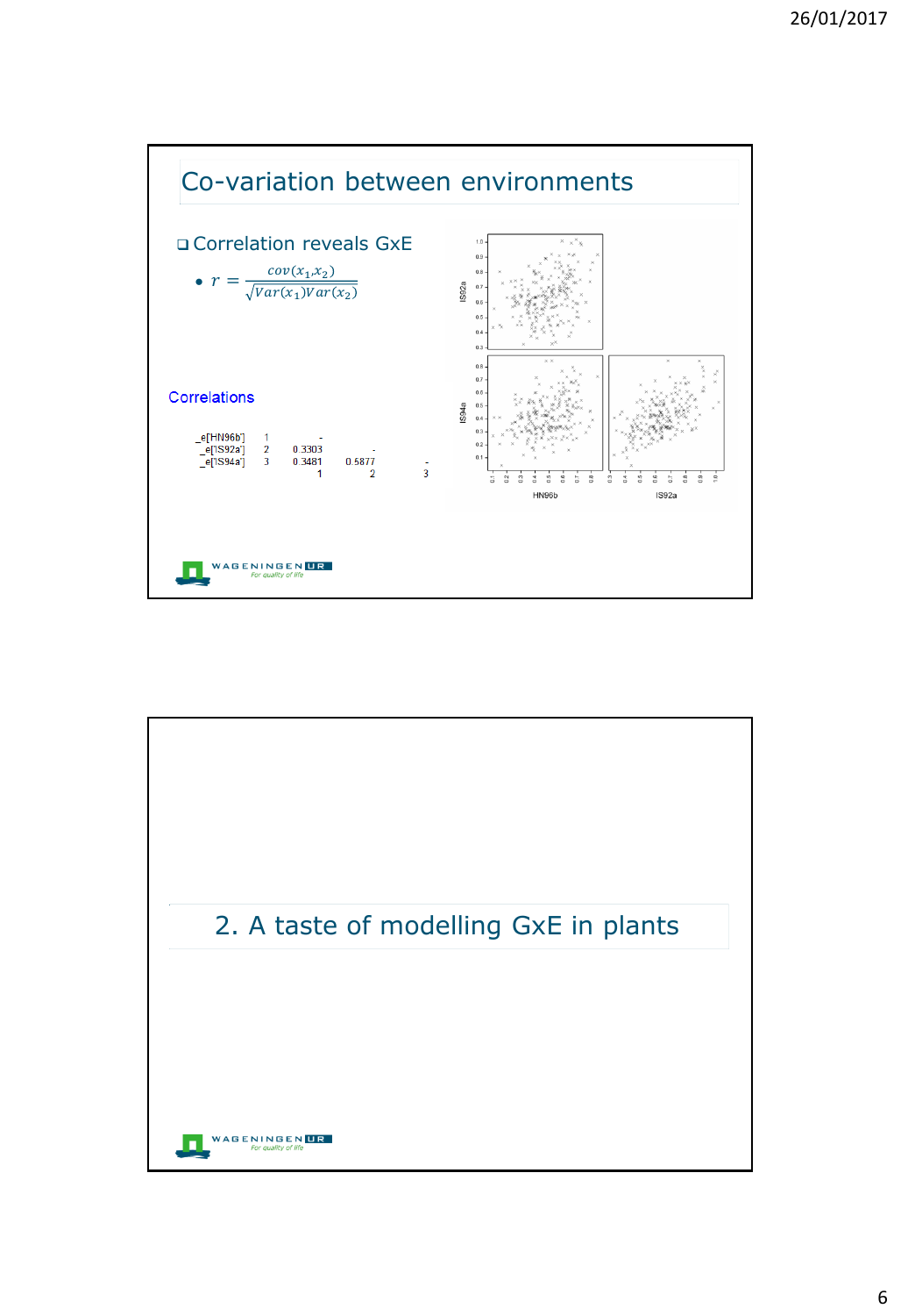## Co-variation between environments

- Correlation reveals GxE
  - $r = \frac{cov(x_1, x_2)}{\sqrt{Var(x_1)Var(x_2)}}$

Correlations

| | | | | |
|---|---|---|---|---|
| _e['HN96b'] | 1 | - | | |
| _e['IS92a'] | 2 | 0.3303 | - | |
| _e['IS94a'] | 3 | 0.3481 | 0.5877 | - |
| | | 1 | 2 | 3 |

## 2. A taste of modelling GxE in plants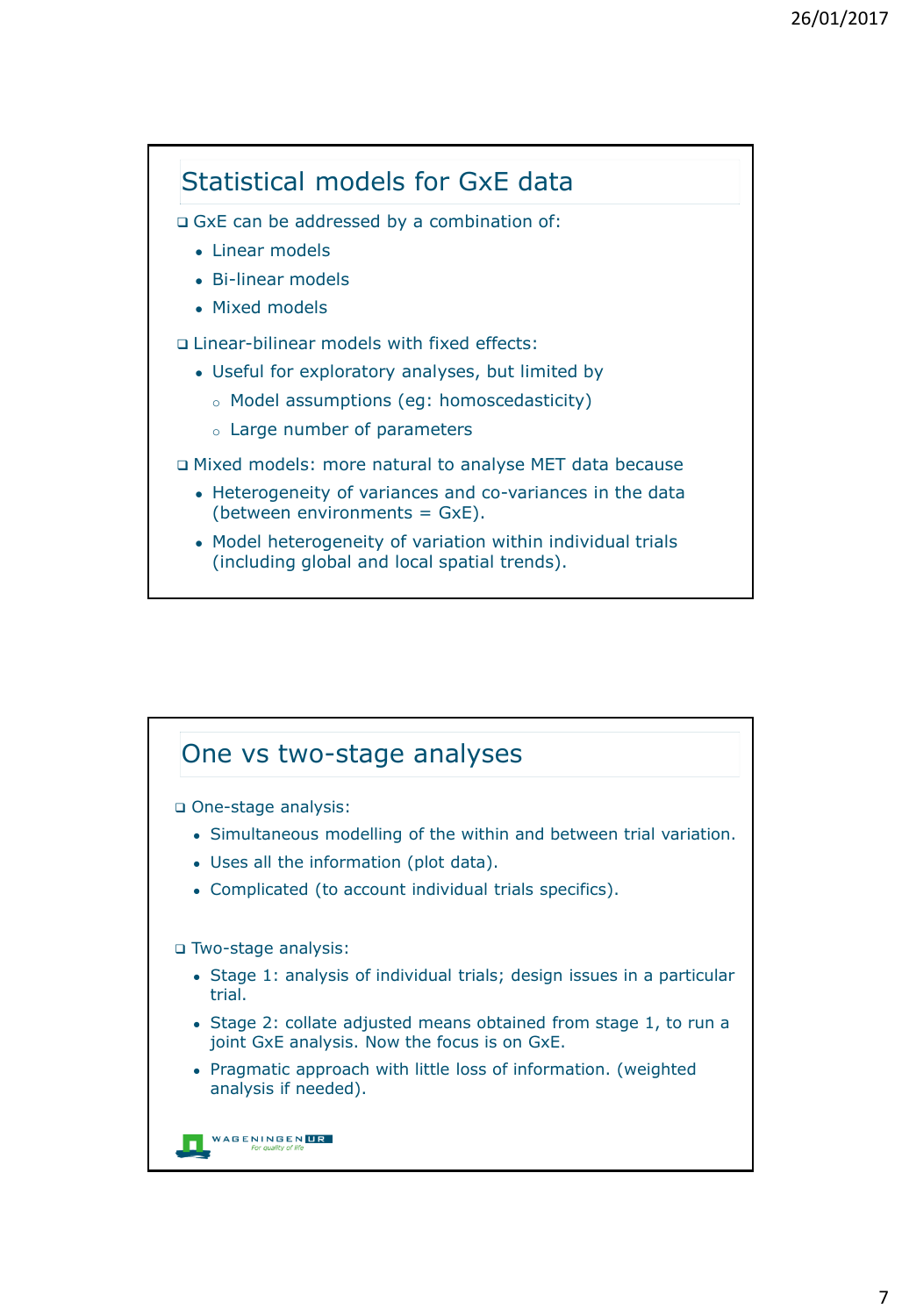## Statistical models for GxE data

- GxE can be addressed by a combination of:
  - Linear models
  - Bi-linear models
  - Mixed models
- Linear-bilinear models with fixed effects:
  - Useful for exploratory analyses, but limited by
    - Model assumptions (eg: homoscedasticity)
    - Large number of parameters
- Mixed models: more natural to analyse MET data because
  - Heterogeneity of variances and co-variances in the data (between environments = GxE).
  - Model heterogeneity of variation within individual trials (including global and local spatial trends).

## One vs two-stage analyses

- One-stage analysis:
  - Simultaneous modelling of the within and between trial variation.
  - Uses all the information (plot data).
  - Complicated (to account individual trials specifics).
- Two-stage analysis:
  - Stage 1: analysis of individual trials; design issues in a particular trial.
  - Stage 2: collate adjusted means obtained from stage 1, to run a joint GxE analysis. Now the focus is on GxE.
  - Pragmatic approach with little loss of information. (weighted analysis if needed).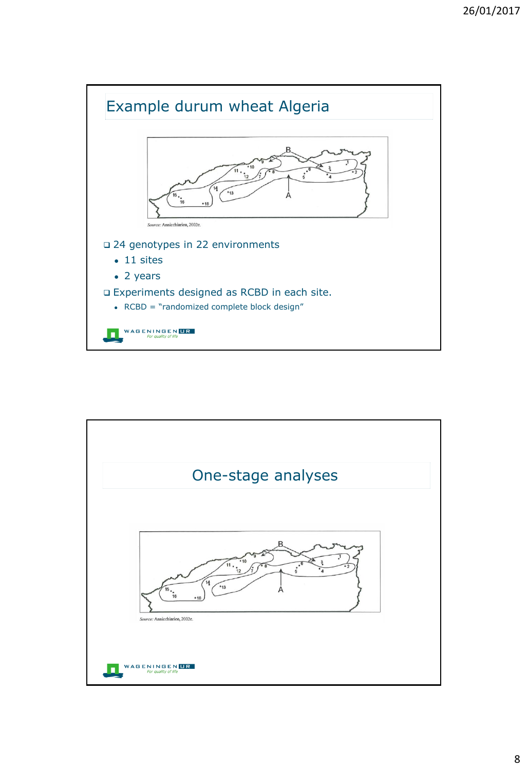## Example durum wheat Algeria

Source: Annicchiarico, 2002e.

- 24 genotypes in 22 environments
  - 11 sites
  - 2 years
- Experiments designed as RCBD in each site.
  - RCBD = "randomized complete block design"

## One-stage analyses

Source: Annicchiarico, 2002e.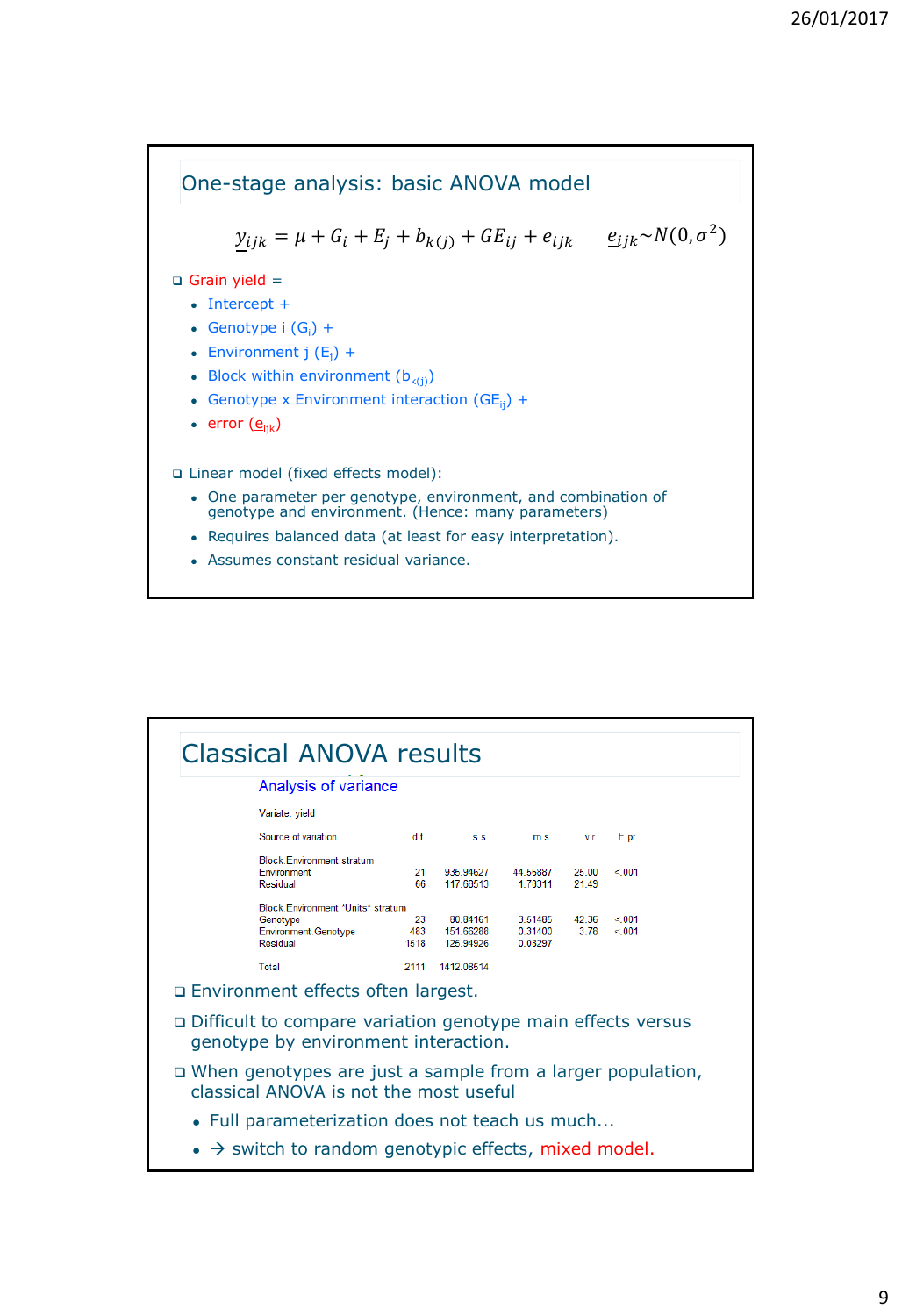## One-stage analysis: basic ANOVA model

$$\underline{y}_{ijk} = \mu + G_i + E_j + b_{k(j)} + GE_{ij} + \underline{e}_{ijk} \qquad \underline{e}_{ijk} \sim N(0, \sigma^2)$$

- Grain yield =
  - Intercept +
  - Genotype i ($G_i$) +
  - Environment j ($E_j$) +
  - Block within environment ($b_{k(j)}$)
  - Genotype x Environment interaction ($GE_{ij}$) +
  - error ($\underline{e}_{ijk}$)

- Linear model (fixed effects model):
  - One parameter per genotype, environment, and combination of genotype and environment. (Hence: many parameters)
  - Requires balanced data (at least for easy interpretation).
  - Assumes constant residual variance.

## Classical ANOVA results

Analysis of variance

Variate: yield

| Source of variation | d.f. | s.s. | m.s. | v.r. | F pr. |
|---|---|---|---|---|---|
| Block.Environment stratum | | | | | |
| Environment | 21 | 935.94627 | 44.56887 | 25.00 | <.001 |
| Residual | 66 | 117.68513 | 1.78311 | 21.49 | |
| Block.Environment.*Units* stratum | | | | | |
| Genotype | 23 | 80.84161 | 3.51485 | 42.36 | <.001 |
| Environment.Genotype | 483 | 151.66288 | 0.31400 | 3.78 | <.001 |
| Residual | 1518 | 125.94926 | 0.08297 | | |
| Total | 2111 | 1412.08514 | | | |

- Environment effects often largest.
- Difficult to compare variation genotype main effects versus genotype by environment interaction.
- When genotypes are just a sample from a larger population, classical ANOVA is not the most useful
  - Full parameterization does not teach us much…
  - → switch to random genotypic effects, mixed model.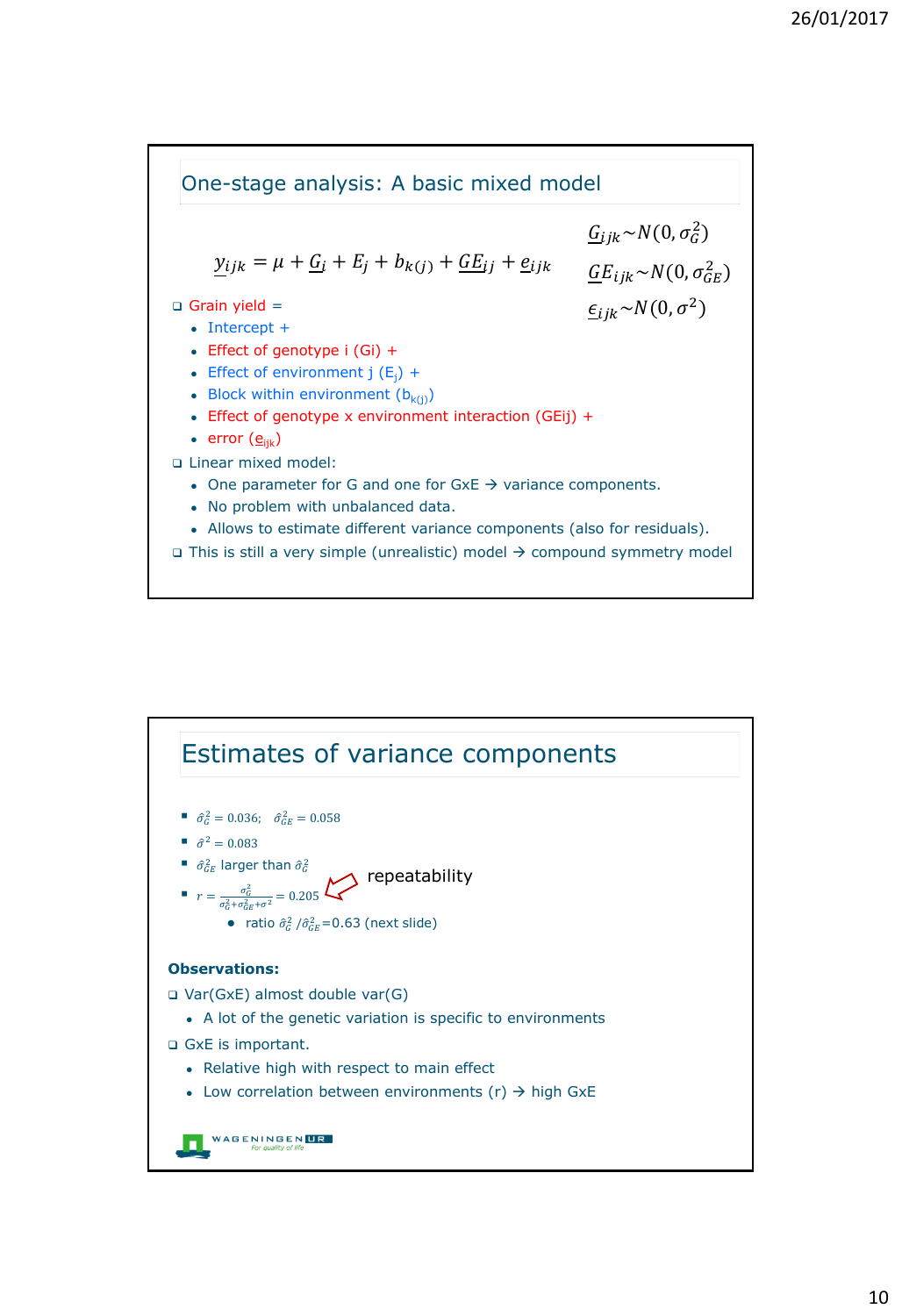## One-stage analysis: A basic mixed model

$$\underline{y}_{ijk} = \mu + \underline{G}_i + E_j + b_{k(j)} + \underline{GE}_{ij} + \underline{e}_{ijk}$$

$\underline{G}_{ijk} \sim N(0, \sigma_G^2)$

$\underline{GE}_{ijk} \sim N(0, \sigma_{GE}^2)$

$\underline{\epsilon}_{ijk} \sim N(0, \sigma^2)$

- Grain yield =
  - Intercept +
  - Effect of genotype i (Gi) +
  - Effect of environment j ($E_j$) +
  - Block within environment ($b_{k(j)}$)
  - Effect of genotype x environment interaction (GEij) +
  - error ($\underline{e}_{ijk}$)
- Linear mixed model:
  - One parameter for G and one for GxE → variance components.
  - No problem with unbalanced data.
  - Allows to estimate different variance components (also for residuals).
- This is still a very simple (unrealistic) model → compound symmetry model

## Estimates of variance components

- $\hat{\sigma}_G^2 = 0.036$; $\hat{\sigma}_{GE}^2 = 0.058$
- $\hat{\sigma}^2 = 0.083$
- $\hat{\sigma}_{GE}^2$ larger than $\hat{\sigma}_G^2$
- $r = \frac{\sigma_G^2}{\sigma_G^2 + \sigma_{GE}^2 + \sigma^2} = 0.205$ ← repeatability
  - ratio $\hat{\sigma}_G^2 / \hat{\sigma}_{GE}^2$=0.63 (next slide)

**Observations:**

- Var(GxE) almost double var(G)
  - A lot of the genetic variation is specific to environments
- GxE is important.
  - Relative high with respect to main effect
  - Low correlation between environments (r) → high GxE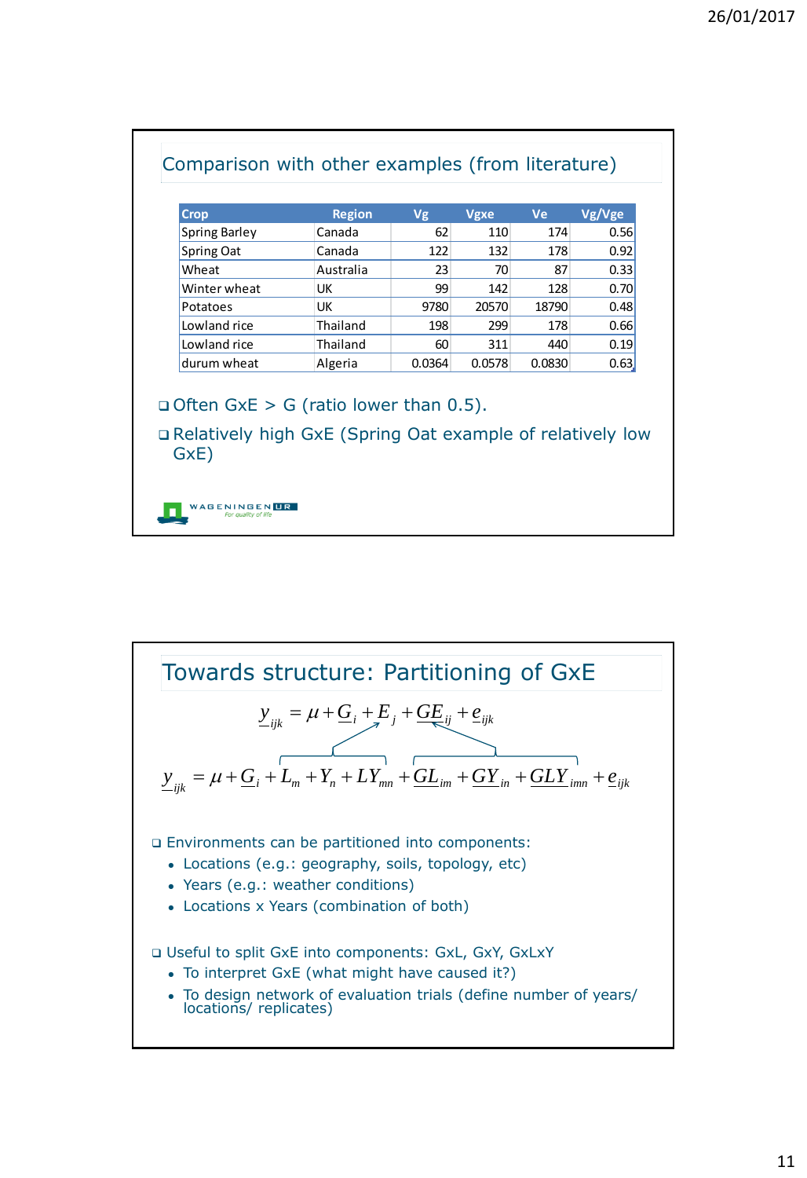## Comparison with other examples (from literature)

| Crop | Region | Vg | Vgxe | Ve | Vg/Vge |
|---|---|---|---|---|---|
| Spring Barley | Canada | 62 | 110 | 174 | 0.56 |
| Spring Oat | Canada | 122 | 132 | 178 | 0.92 |
| Wheat | Australia | 23 | 70 | 87 | 0.33 |
| Winter wheat | UK | 99 | 142 | 128 | 0.70 |
| Potatoes | UK | 9780 | 20570 | 18790 | 0.48 |
| Lowland rice | Thailand | 198 | 299 | 178 | 0.66 |
| Lowland rice | Thailand | 60 | 311 | 440 | 0.19 |
| durum wheat | Algeria | 0.0364 | 0.0578 | 0.0830 | 0.63 |

- Often GxE > G (ratio lower than 0.5).
- Relatively high GxE (Spring Oat example of relatively low GxE)

## Towards structure: Partitioning of GxE

$$\underline{y}_{ijk} = \mu + \underline{G}_i + \underline{E}_j + \underline{GE}_{ij} + \underline{e}_{ijk}$$

$$\underline{y}_{ijk} = \mu + \underline{G}_i + L_m + Y_n + LY_{mn} + \underline{GL}_{im} + \underline{GY}_{in} + \underline{GLY}_{imn} + \underline{e}_{ijk}$$

- Environments can be partitioned into components:
  - Locations (e.g.: geography, soils, topology, etc)
  - Years (e.g.: weather conditions)
  - Locations x Years (combination of both)

- Useful to split GxE into components: GxL, GxY, GxLxY
  - To interpret GxE (what might have caused it?)
  - To design network of evaluation trials (define number of years/ locations/ replicates)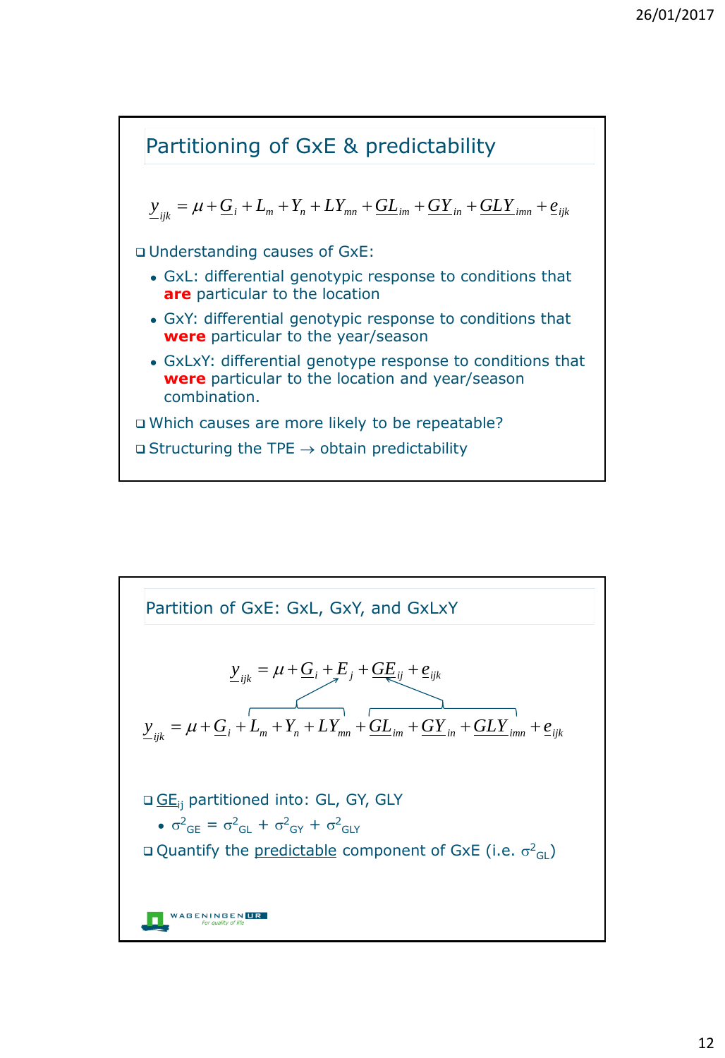## Partitioning of GxE & predictability

$$\underline{y}_{ijk} = \mu + \underline{G}_i + L_m + Y_n + LY_{mn} + \underline{GL}_{im} + \underline{GY}_{in} + \underline{GLY}_{imn} + \underline{e}_{ijk}$$

- Understanding causes of GxE:
  - GxL: differential genotypic response to conditions that **are** particular to the location
  - GxY: differential genotypic response to conditions that **were** particular to the year/season
  - GxLxY: differential genotype response to conditions that **were** particular to the location and year/season combination.
- Which causes are more likely to be repeatable?
- Structuring the TPE → obtain predictability

## Partition of GxE: GxL, GxY, and GxLxY

$$\underline{y}_{ijk} = \mu + \underline{G}_i + E_j + \underline{GE}_{ij} + \underline{e}_{ijk}$$

$$\underline{y}_{ijk} = \mu + \underline{G}_i + L_m + Y_n + LY_{mn} + \underline{GL}_{im} + \underline{GY}_{in} + \underline{GLY}_{imn} + \underline{e}_{ijk}$$

- $\underline{GE}_{ij}$ partitioned into: GL, GY, GLY
  - $\sigma^2_{GE} = \sigma^2_{GL} + \sigma^2_{GY} + \sigma^2_{GLY}$
- Quantify the predictable component of GxE (i.e. $\sigma^2_{GL}$)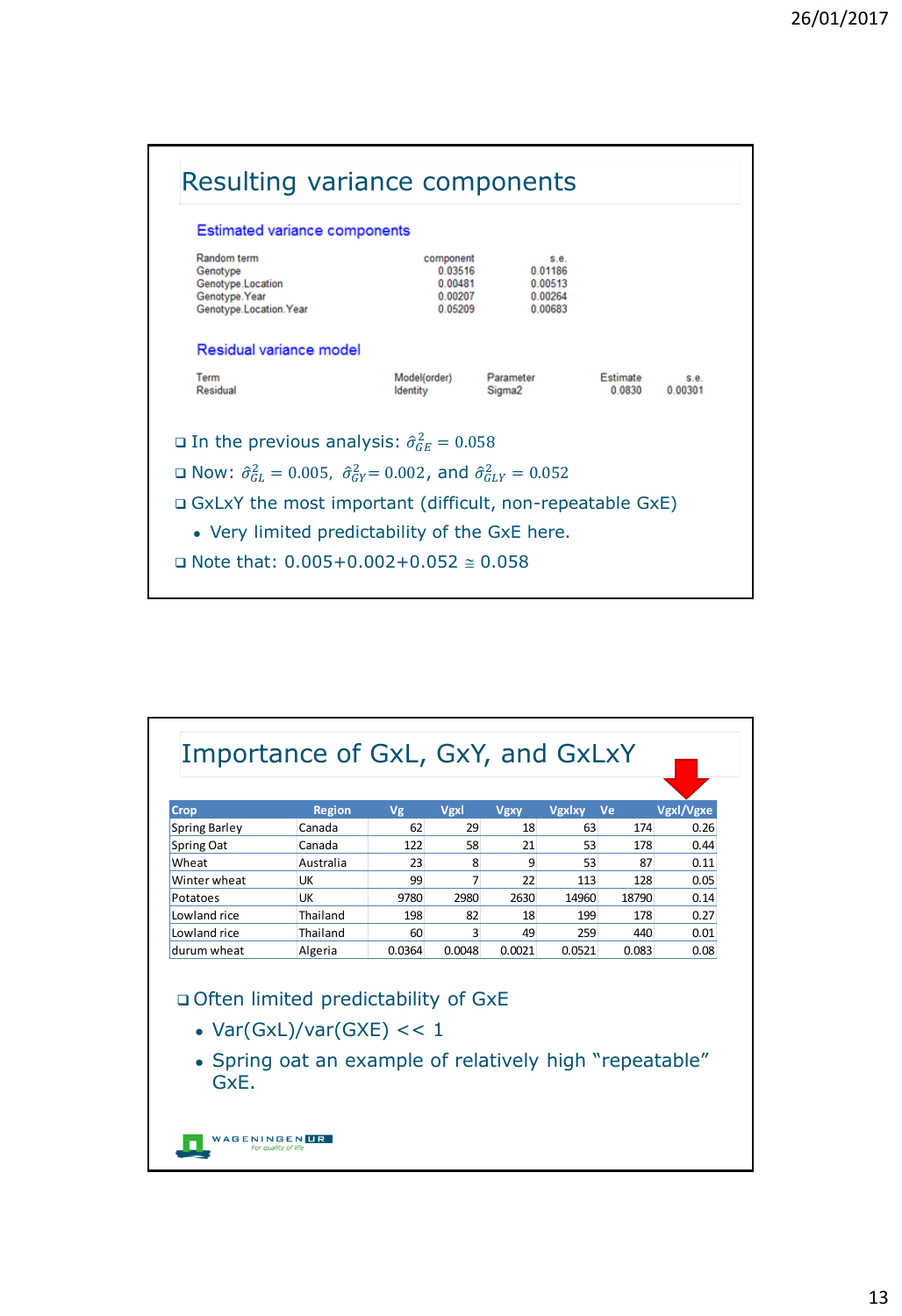## Resulting variance components

### Estimated variance components

| Random term | component | s.e. |
|---|---|---|
| Genotype | 0.03516 | 0.01186 |
| Genotype.Location | 0.00481 | 0.00513 |
| Genotype.Year | 0.00207 | 0.00264 |
| Genotype.Location.Year | 0.05209 | 0.00683 |

### Residual variance model

| Term | Model(order) | Parameter | Estimate | s.e. |
|---|---|---|---|---|
| Residual | Identity | Sigma2 | 0.0830 | 0.00301 |

- In the previous analysis: $\hat{\sigma}^2_{GE} = 0.058$
- Now: $\hat{\sigma}^2_{GL} = 0.005$, $\hat{\sigma}^2_{GY} = 0.002$, and $\hat{\sigma}^2_{GLY} = 0.052$
- GxLxY the most important (difficult, non-repeatable GxE)
  - Very limited predictability of the GxE here.
- Note that: 0.005+0.002+0.052 $\cong$ 0.058

## Importance of GxL, GxY, and GxLxY

| Crop | Region | Vg | Vgxl | Vgxy | Vgxlxy | Ve | Vgxl/Vgxe |
|---|---|---|---|---|---|---|---|
| Spring Barley | Canada | 62 | 29 | 18 | 63 | 174 | 0.26 |
| Spring Oat | Canada | 122 | 58 | 21 | 53 | 178 | 0.44 |
| Wheat | Australia | 23 | 8 | 9 | 53 | 87 | 0.11 |
| Winter wheat | UK | 99 | 7 | 22 | 113 | 128 | 0.05 |
| Potatoes | UK | 9780 | 2980 | 2630 | 14960 | 18790 | 0.14 |
| Lowland rice | Thailand | 198 | 82 | 18 | 199 | 178 | 0.27 |
| Lowland rice | Thailand | 60 | 3 | 49 | 259 | 440 | 0.01 |
| durum wheat | Algeria | 0.0364 | 0.0048 | 0.0021 | 0.0521 | 0.083 | 0.08 |

- Often limited predictability of GxE
  - Var(GxL)/var(GXE) << 1
  - Spring oat an example of relatively high "repeatable" GxE.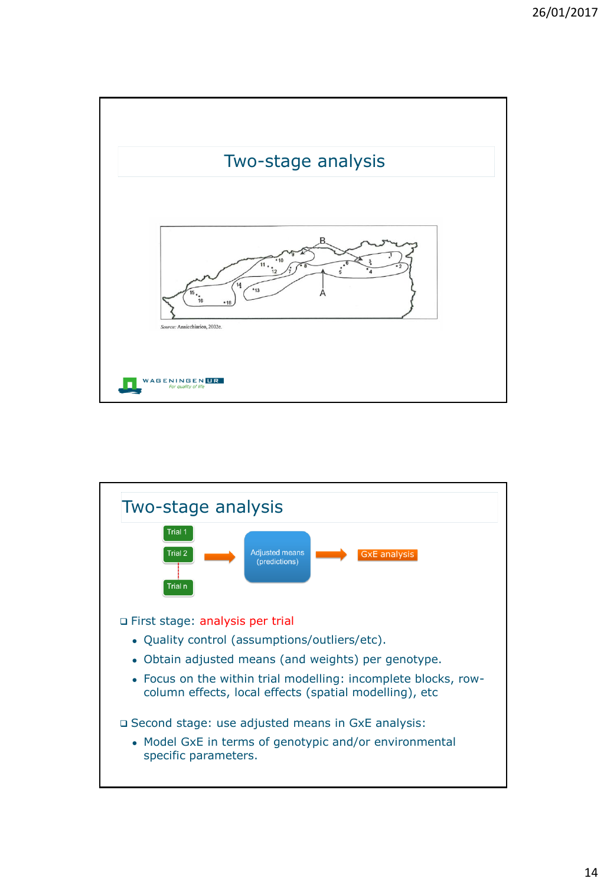## Two-stage analysis

*Source:* Annicchiarico, 2002c.

## Two-stage analysis

Trial 1
Trial 2
Trial n
→ Adjusted means (predictions) → GxE analysis

- First stage: analysis per trial
  - Quality control (assumptions/outliers/etc).
  - Obtain adjusted means (and weights) per genotype.
  - Focus on the within trial modelling: incomplete blocks, row-column effects, local effects (spatial modelling), etc
- Second stage: use adjusted means in GxE analysis:
  - Model GxE in terms of genotypic and/or environmental specific parameters.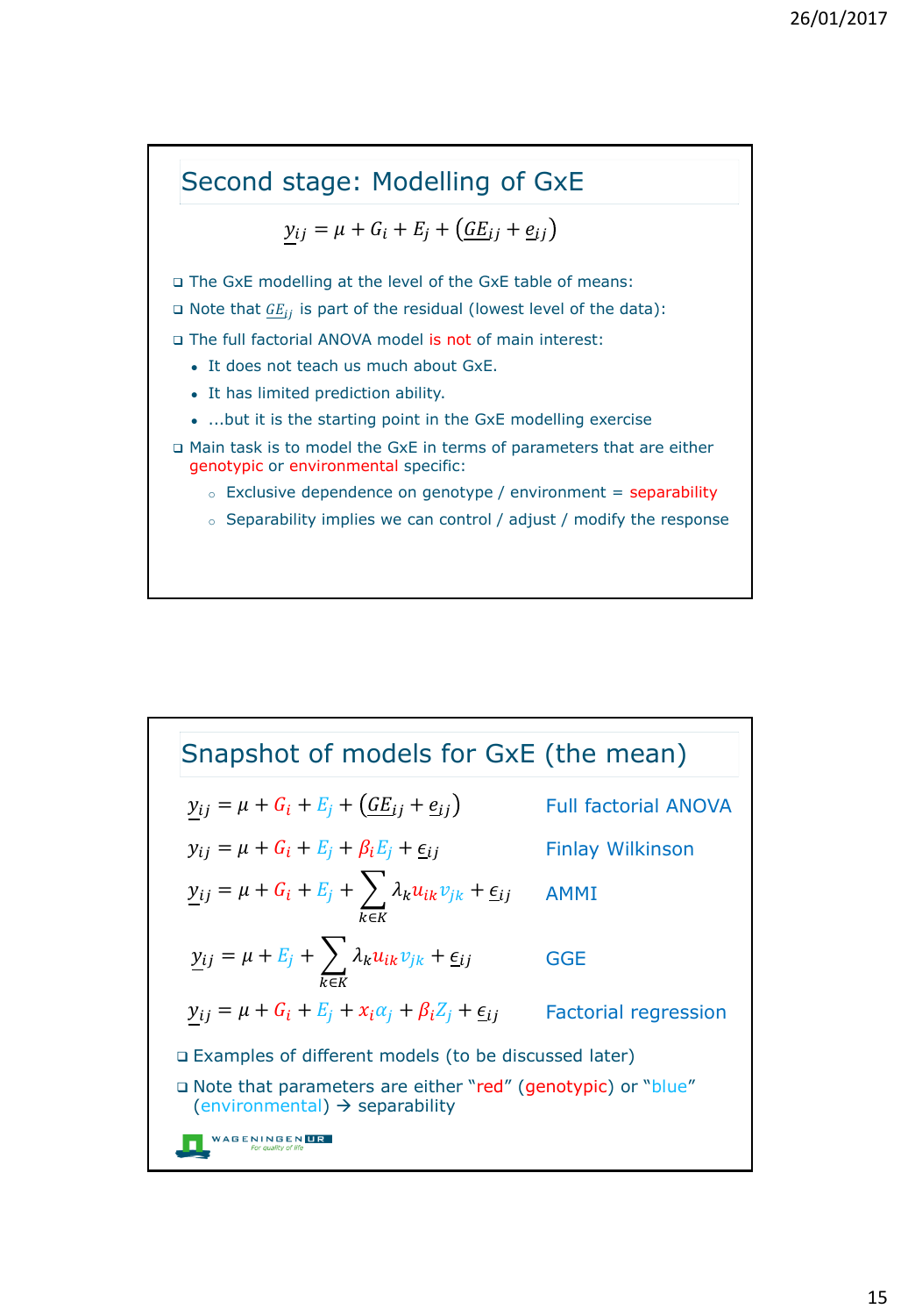## Second stage: Modelling of GxE

$$\underline{y}_{ij} = \mu + G_i + E_j + (\underline{GE}_{ij} + \underline{e}_{ij})$$

- The GxE modelling at the level of the GxE table of means:
- Note that $\underline{GE}_{ij}$ is part of the residual (lowest level of the data):
- The full factorial ANOVA model is not of main interest:
  - It does not teach us much about GxE.
  - It has limited prediction ability.
  - ...but it is the starting point in the GxE modelling exercise
- Main task is to model the GxE in terms of parameters that are either genotypic or environmental specific:
  - Exclusive dependence on genotype / environment = separability
  - Separability implies we can control / adjust / modify the response

## Snapshot of models for GxE (the mean)

| Model | Name |
|---|---|
| $\underline{y}_{ij} = \mu + G_i + E_j + (\underline{GE}_{ij} + \underline{e}_{ij})$ | Full factorial ANOVA |
| $y_{ij} = \mu + G_i + E_j + \beta_i E_j + \underline{\epsilon}_{ij}$ | Finlay Wilkinson |
| $\underline{y}_{ij} = \mu + G_i + E_j + \sum_{k \in K} \lambda_k u_{ik} v_{jk} + \underline{\epsilon}_{ij}$ | AMMI |
| $\underline{y}_{ij} = \mu + E_j + \sum_{k \in K} \lambda_k u_{ik} v_{jk} + \underline{\epsilon}_{ij}$ | GGE |
| $\underline{y}_{ij} = \mu + G_i + E_j + x_i \alpha_j + \beta_i Z_j + \underline{\epsilon}_{ij}$ | Factorial regression |

- Examples of different models (to be discussed later)
- Note that parameters are either "red" (genotypic) or "blue" (environmental) → separability

WAGENINGEN UR
For quality of life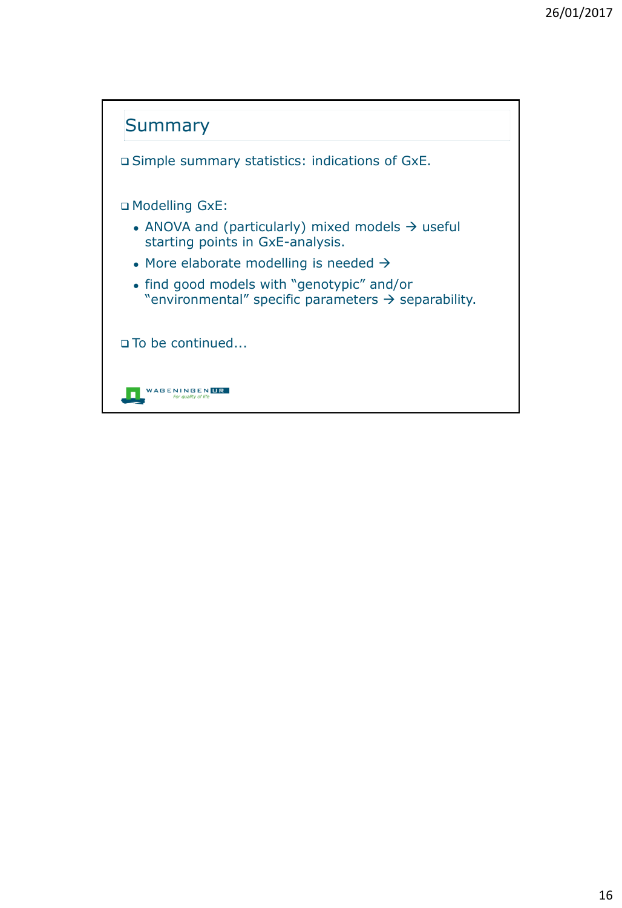# Summary

- Simple summary statistics: indications of GxE.

- Modelling GxE:
  - ANOVA and (particularly) mixed models → useful starting points in GxE-analysis.
  - More elaborate modelling is needed →
  - find good models with “genotypic” and/or “environmental” specific parameters → separability.

- To be continued...

WAGENINGEN UR
For quality of life